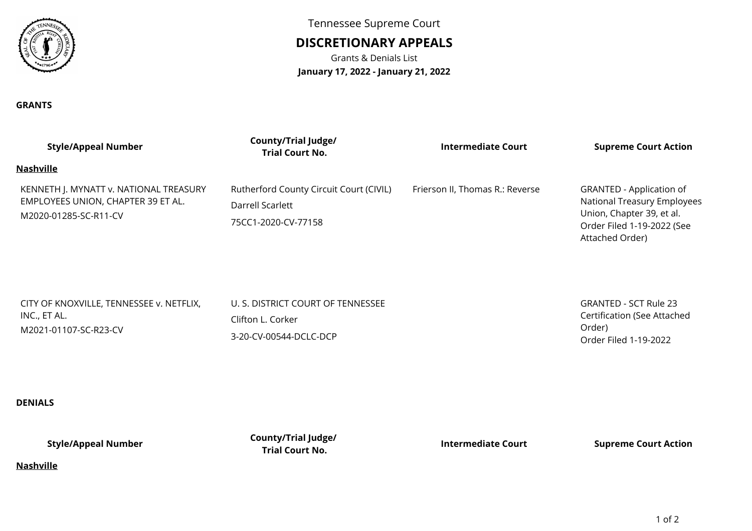Tennessee Supreme Court

# DISCRETIONARY APPEALS

Grants & Denials List

**January 17, 2022 - January 21, 2022**

**GRANTS**

| Style/Appeal Number | County/Trial Judge/ Trial Court No. | Intermediate Court | Supreme Court Action |
|---|---|---|---|
| **Nashville** | | | |
| KENNETH J. MYNATT v. NATIONAL TREASURY EMPLOYEES UNION, CHAPTER 39 ET AL.<br>M2020-01285-SC-R11-CV | Rutherford County Circuit Court (CIVIL)<br>Darrell Scarlett<br>75CC1-2020-CV-77158 | Frierson II, Thomas R.: Reverse | GRANTED - Application of National Treasury Employees Union, Chapter 39, et al. Order Filed 1-19-2022 (See Attached Order) |
| CITY OF KNOXVILLE, TENNESSEE v. NETFLIX, INC., ET AL.<br>M2021-01107-SC-R23-CV | U. S. DISTRICT COURT OF TENNESSEE<br>Clifton L. Corker<br>3-20-CV-00544-DCLC-DCP | | GRANTED - SCT Rule 23 Certification (See Attached Order)<br>Order Filed 1-19-2022 |

**DENIALS**

| Style/Appeal Number | County/Trial Judge/ Trial Court No. | Intermediate Court | Supreme Court Action |
|---|---|---|---|
| **Nashville** | | | |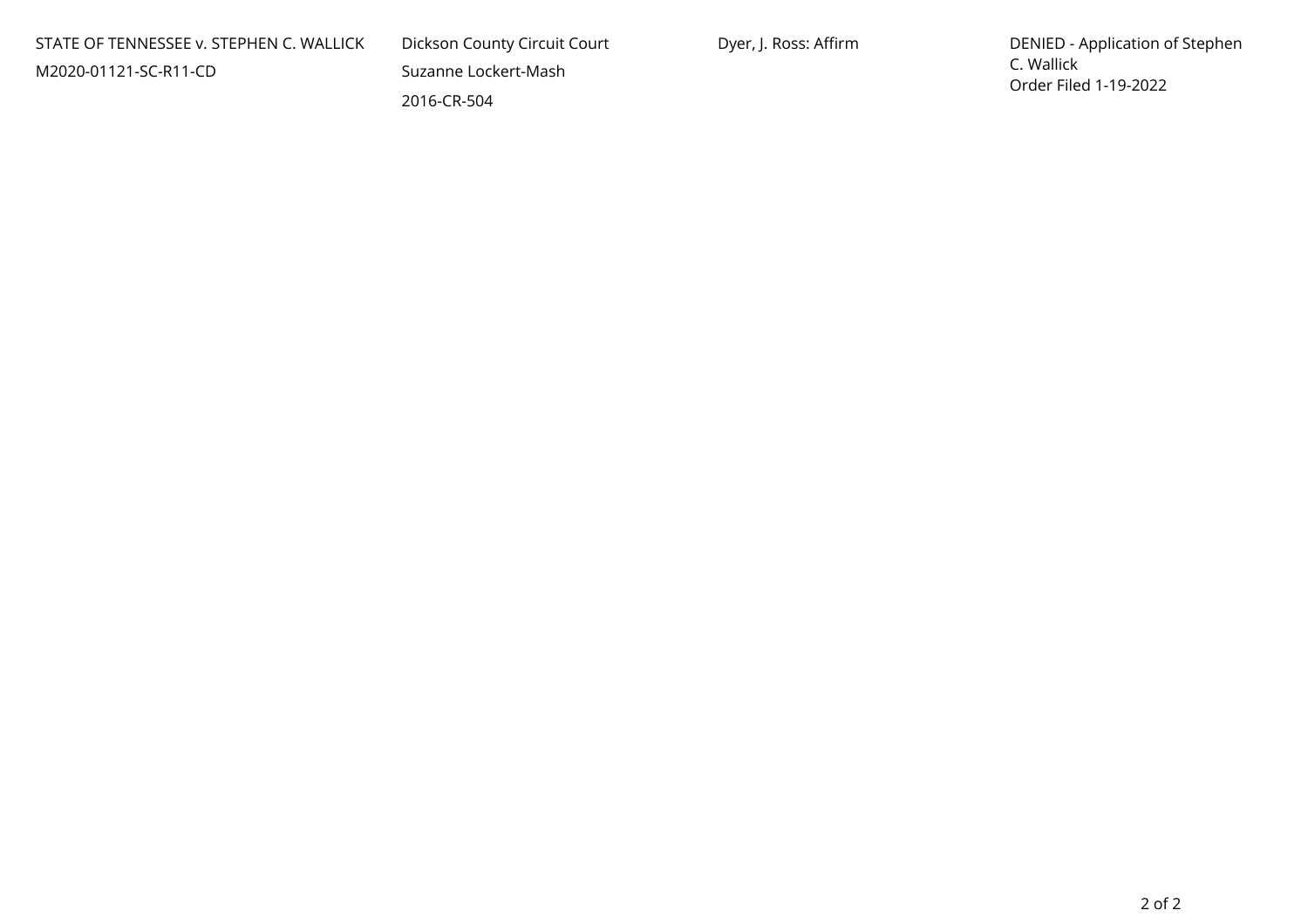| | | | |
|---|---|---|---|
| STATE OF TENNESSEE v. STEPHEN C. WALLICK<br>M2020-01121-SC-R11-CD | Dickson County Circuit Court<br>Suzanne Lockert-Mash<br>2016-CR-504 | Dyer, J. Ross: Affirm | DENIED - Application of Stephen C. Wallick<br>Order Filed 1-19-2022 |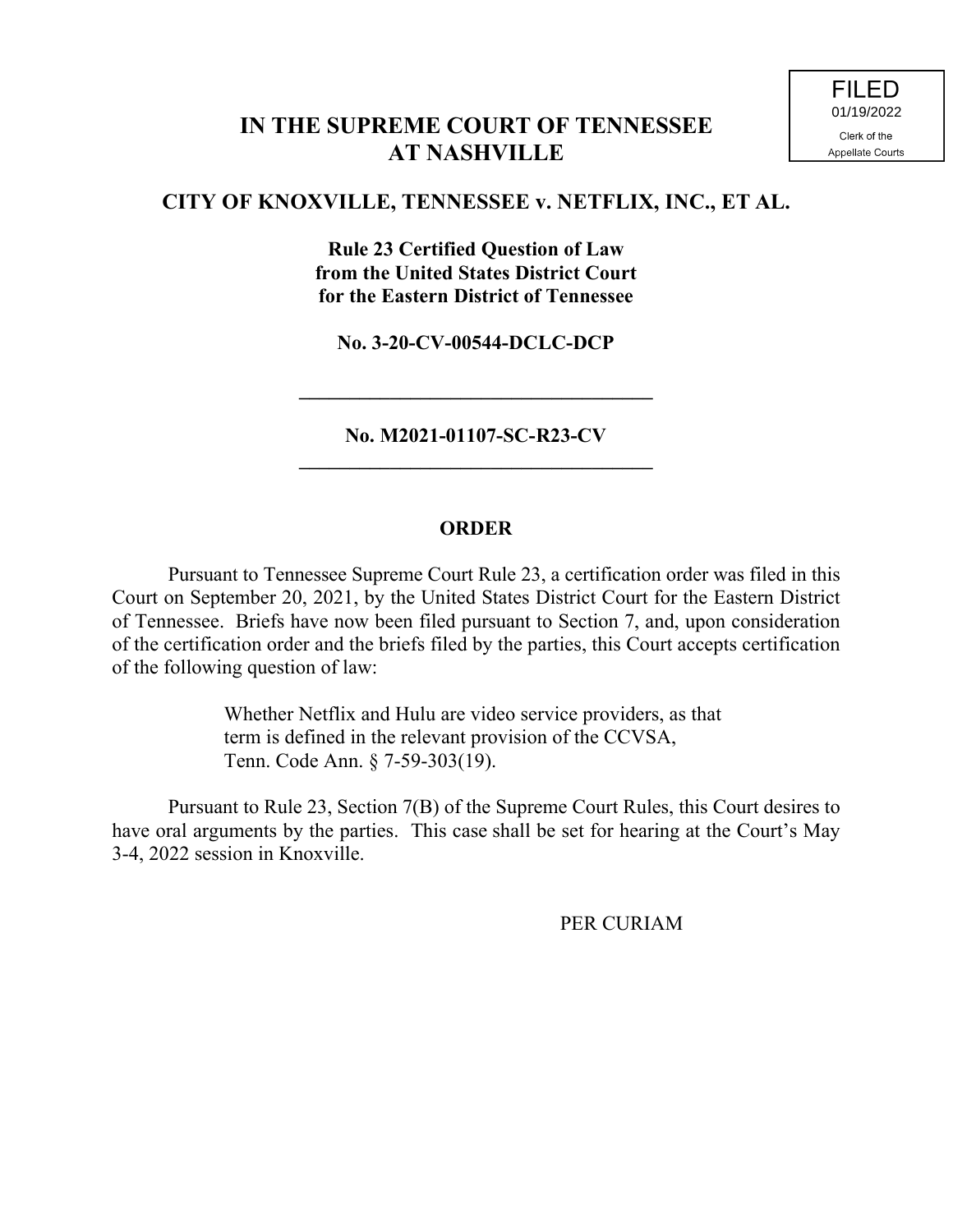FILED
01/19/2022
Clerk of the
Appellate Courts

# IN THE SUPREME COURT OF TENNESSEE AT NASHVILLE

## CITY OF KNOXVILLE, TENNESSEE v. NETFLIX, INC., ET AL.

**Rule 23 Certified Question of Law from the United States District Court for the Eastern District of Tennessee**

**No. 3-20-CV-00544-DCLC-DCP**

---

**No. M2021-01107-SC-R23-CV**

---

**ORDER**

Pursuant to Tennessee Supreme Court Rule 23, a certification order was filed in this Court on September 20, 2021, by the United States District Court for the Eastern District of Tennessee. Briefs have now been filed pursuant to Section 7, and, upon consideration of the certification order and the briefs filed by the parties, this Court accepts certification of the following question of law:

> Whether Netflix and Hulu are video service providers, as that term is defined in the relevant provision of the CCVSA, Tenn. Code Ann. § 7-59-303(19).

Pursuant to Rule 23, Section 7(B) of the Supreme Court Rules, this Court desires to have oral arguments by the parties. This case shall be set for hearing at the Court's May 3-4, 2022 session in Knoxville.

PER CURIAM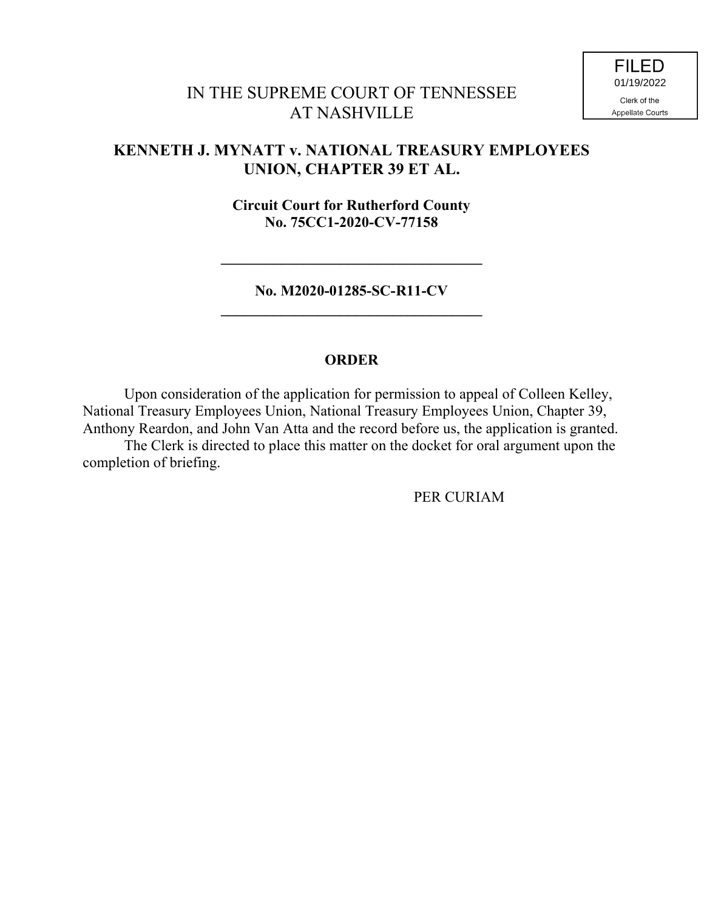FILED
01/19/2022
Clerk of the
Appellate Courts

# IN THE SUPREME COURT OF TENNESSEE
# AT NASHVILLE

**KENNETH J. MYNATT v. NATIONAL TREASURY EMPLOYEES UNION, CHAPTER 39 ET AL.**

**Circuit Court for Rutherford County**
**No. 75CC1-2020-CV-77158**

---

**No. M2020-01285-SC-R11-CV**

---

## ORDER

Upon consideration of the application for permission to appeal of Colleen Kelley, National Treasury Employees Union, National Treasury Employees Union, Chapter 39, Anthony Reardon, and John Van Atta and the record before us, the application is granted.

The Clerk is directed to place this matter on the docket for oral argument upon the completion of briefing.

PER CURIAM